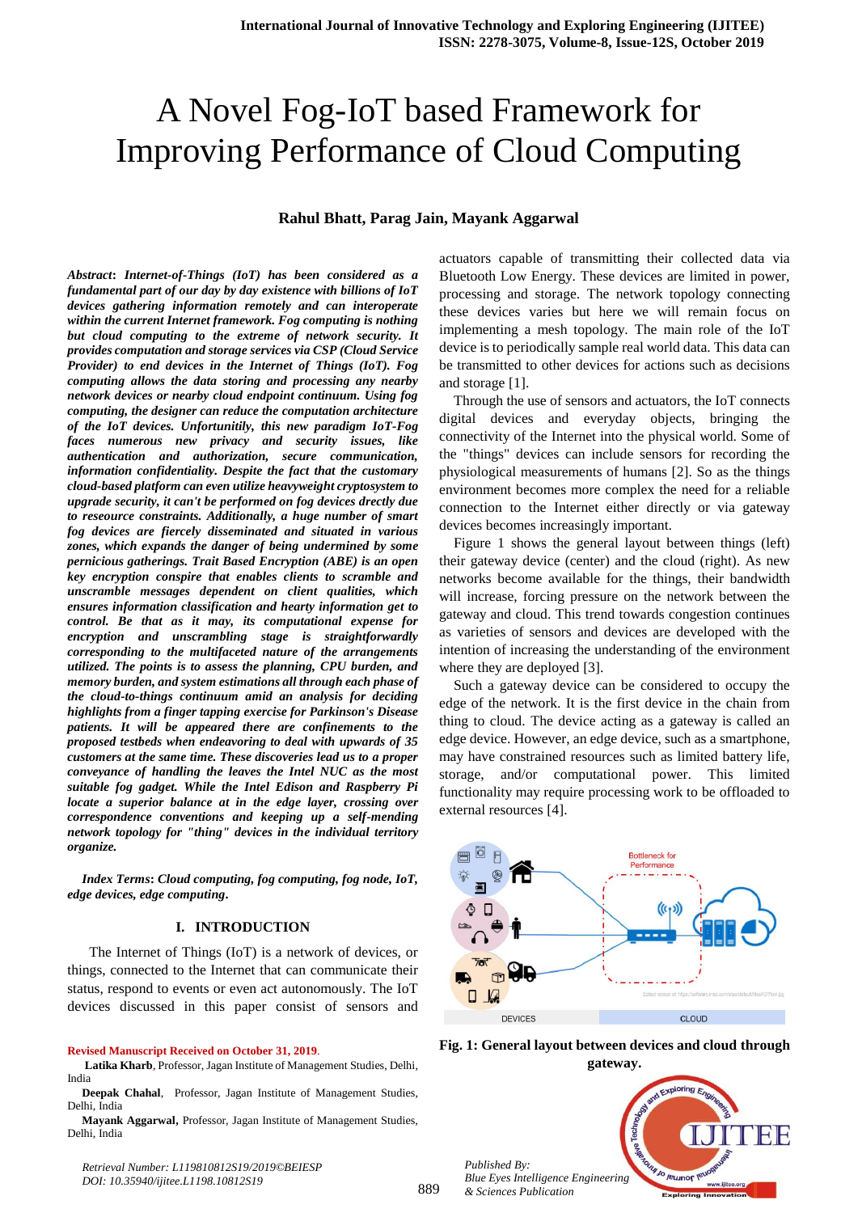# A Novel Fog-IoT based Framework for Improving Performance of Cloud Computing

**Rahul Bhatt, Parag Jain, Mayank Aggarwal**

***Abstract*: *Internet-of-Things (IoT) has been considered as a fundamental part of our day by day existence with billions of IoT devices gathering information remotely and can interoperate within the current Internet framework. Fog computing is nothing but cloud computing to the extreme of network security. It provides computation and storage services via CSP (Cloud Service Provider) to end devices in the Internet of Things (IoT). Fog computing allows the data storing and processing any nearby network devices or nearby cloud endpoint continuum. Using fog computing, the designer can reduce the computation architecture of the IoT devices. Unfortunitily, this new paradigm IoT-Fog faces numerous new privacy and security issues, like authentication and authorization, secure communication, information confidentiality. Despite the fact that the customary cloud-based platform can even utilize heavyweight cryptosystem to upgrade security, it can't be performed on fog devices directly due to reseource constraints. Additionally, a huge number of smart fog devices are fiercely disseminated and situated in various zones, which expands the danger of being undermined by some pernicious gatherings. Trait Based Encryption (ABE) is an open key encryption conspire that enables clients to scramble and unscramble messages dependent on client qualities, which ensures information classification and hearty information get to control. Be that as it may, its computational expense for encryption and unscrambling stage is straightforwardly corresponding to the multifaceted nature of the arrangements utilized. The points is to assess the planning, CPU burden, and memory burden, and system estimations all through each phase of the cloud-to-things continuum amid an analysis for deciding highlights from a finger tapping exercise for Parkinson's Disease patients. It will be appeared there are confinements to the proposed testbeds when endeavoring to deal with upwards of 35 customers at the same time. These discoveries lead us to a proper conveyance of handling the leaves the Intel NUC as the most suitable fog gadget. While the Intel Edison and Raspberry Pi locate a superior balance at in the edge layer, crossing over correspondence conventions and keeping up a self-mending network topology for "thing" devices in the individual territory organize.***

***Index Terms*: *Cloud computing, fog computing, fog node, IoT, edge devices, edge computing.***

## I. INTRODUCTION

The Internet of Things (IoT) is a network of devices, or things, connected to the Internet that can communicate their status, respond to events or even act autonomously. The IoT devices discussed in this paper consist of sensors and actuators capable of transmitting their collected data via Bluetooth Low Energy. These devices are limited in power, processing and storage. The network topology connecting these devices varies but here we will remain focus on implementing a mesh topology. The main role of the IoT device is to periodically sample real world data. This data can be transmitted to other devices for actions such as decisions and storage [1].

Through the use of sensors and actuators, the IoT connects digital devices and everyday objects, bringing the connectivity of the Internet into the physical world. Some of the "things" devices can include sensors for recording the physiological measurements of humans [2]. So as the things environment becomes more complex the need for a reliable connection to the Internet either directly or via gateway devices becomes increasingly important.

Figure 1 shows the general layout between things (left) their gateway device (center) and the cloud (right). As new networks become available for the things, their bandwidth will increase, forcing pressure on the network between the gateway and cloud. This trend towards congestion continues as varieties of sensors and devices are developed with the intention of increasing the understanding of the environment where they are deployed [3].

Such a gateway device can be considered to occupy the edge of the network. It is the first device in the chain from thing to cloud. The device acting as a gateway is called an edge device. However, an edge device, such as a smartphone, may have constrained resources such as limited battery life, storage, and/or computational power. This limited functionality may require processing work to be offloaded to external resources [4].

**Fig. 1: General layout between devices and cloud through gateway.**

---

**Revised Manuscript Received on October 31, 2019.**

**Latika Kharb**, Professor, Jagan Institute of Management Studies, Delhi, India

**Deepak Chahal**, Professor, Jagan Institute of Management Studies, Delhi, India

**Mayank Aggarwal,** Professor, Jagan Institute of Management Studies, Delhi, India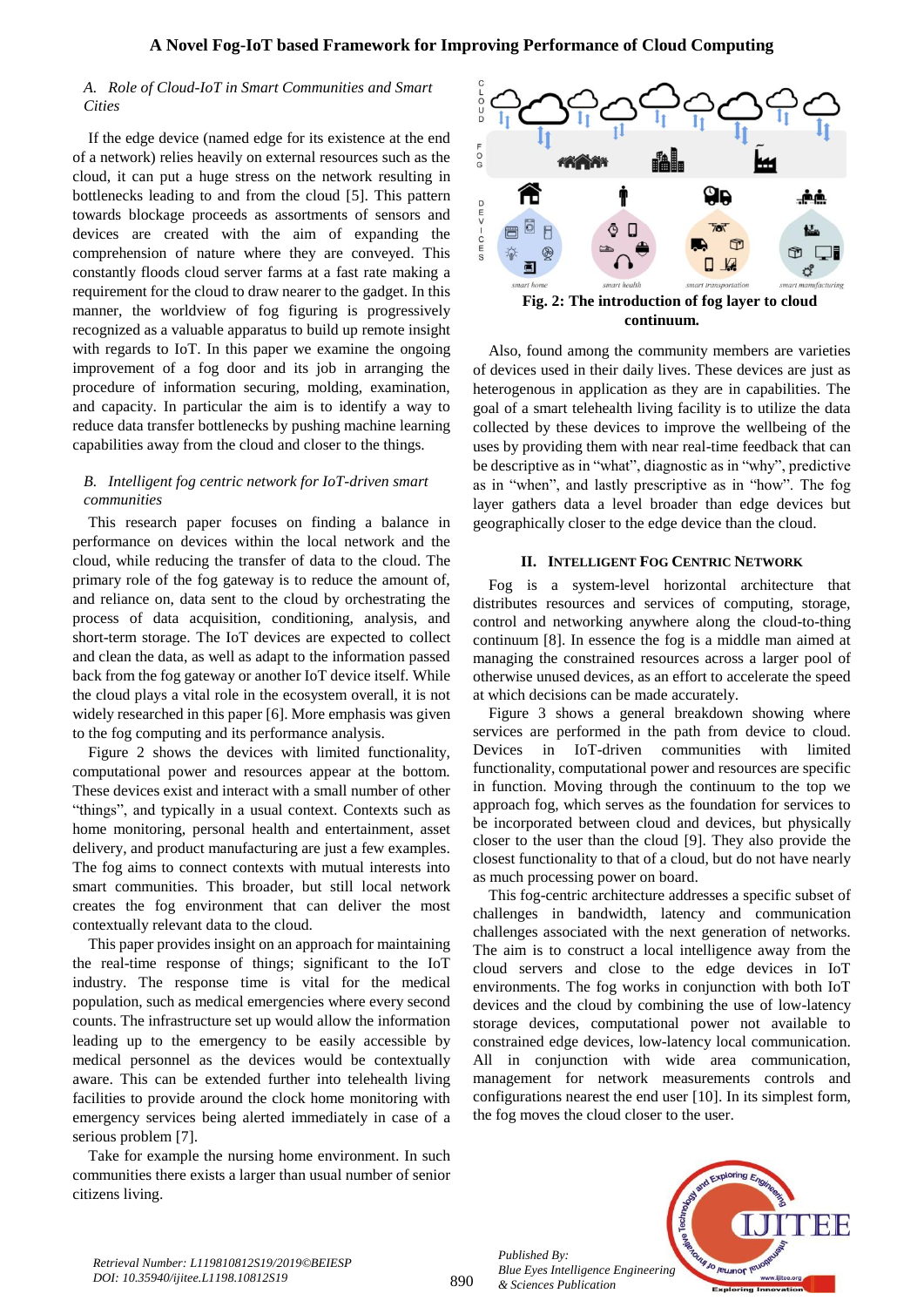### A. Role of Cloud-IoT in Smart Communities and Smart Cities

If the edge device (named edge for its existence at the end of a network) relies heavily on external resources such as the cloud, it can put a huge stress on the network resulting in bottlenecks leading to and from the cloud [5]. This pattern towards blockage proceeds as assortments of sensors and devices are created with the aim of expanding the comprehension of nature where they are conveyed. This constantly floods cloud server farms at a fast rate making a requirement for the cloud to draw nearer to the gadget. In this manner, the worldview of fog figuring is progressively recognized as a valuable apparatus to build up remote insight with regards to IoT. In this paper we examine the ongoing improvement of a fog door and its job in arranging the procedure of information securing, molding, examination, and capacity. In particular the aim is to identify a way to reduce data transfer bottlenecks by pushing machine learning capabilities away from the cloud and closer to the things.

### B. Intelligent fog centric network for IoT-driven smart communities

This research paper focuses on finding a balance in performance on devices within the local network and the cloud, while reducing the transfer of data to the cloud. The primary role of the fog gateway is to reduce the amount of, and reliance on, data sent to the cloud by orchestrating the process of data acquisition, conditioning, analysis, and short-term storage. The IoT devices are expected to collect and clean the data, as well as adapt to the information passed back from the fog gateway or another IoT device itself. While the cloud plays a vital role in the ecosystem overall, it is not widely researched in this paper [6]. More emphasis was given to the fog computing and its performance analysis.

Figure 2 shows the devices with limited functionality, computational power and resources appear at the bottom. These devices exist and interact with a small number of other "things", and typically in a usual context. Contexts such as home monitoring, personal health and entertainment, asset delivery, and product manufacturing are just a few examples. The fog aims to connect contexts with mutual interests into smart communities. This broader, but still local network creates the fog environment that can deliver the most contextually relevant data to the cloud.

This paper provides insight on an approach for maintaining the real-time response of things; significant to the IoT industry. The response time is vital for the medical population, such as medical emergencies where every second counts. The infrastructure set up would allow the information leading up to the emergency to be easily accessible by medical personnel as the devices would be contextually aware. This can be extended further into telehealth living facilities to provide around the clock home monitoring with emergency services being alerted immediately in case of a serious problem [7].

Take for example the nursing home environment. In such communities there exists a larger than usual number of senior citizens living.

**Fig. 2: The introduction of fog layer to cloud continuum.**

Also, found among the community members are varieties of devices used in their daily lives. These devices are just as heterogenous in application as they are in capabilities. The goal of a smart telehealth living facility is to utilize the data collected by these devices to improve the wellbeing of the uses by providing them with near real-time feedback that can be descriptive as in "what", diagnostic as in "why", predictive as in "when", and lastly prescriptive as in "how". The fog layer gathers data a level broader than edge devices but geographically closer to the edge device than the cloud.

## II. Intelligent Fog Centric Network

Fog is a system-level horizontal architecture that distributes resources and services of computing, storage, control and networking anywhere along the cloud-to-thing continuum [8]. In essence the fog is a middle man aimed at managing the constrained resources across a larger pool of otherwise unused devices, as an effort to accelerate the speed at which decisions can be made accurately.

Figure 3 shows a general breakdown showing where services are performed in the path from device to cloud. Devices in IoT-driven communities with limited functionality, computational power and resources are specific in function. Moving through the continuum to the top we approach fog, which serves as the foundation for services to be incorporated between cloud and devices, but physically closer to the user than the cloud [9]. They also provide the closest functionality to that of a cloud, but do not have nearly as much processing power on board.

This fog-centric architecture addresses a specific subset of challenges in bandwidth, latency and communication challenges associated with the next generation of networks. The aim is to construct a local intelligence away from the cloud servers and close to the edge devices in IoT environments. The fog works in conjunction with both IoT devices and the cloud by combining the use of low-latency storage devices, computational power not available to constrained edge devices, low-latency local communication. All in conjunction with wide area communication, management for network measurements controls and configurations nearest the end user [10]. In its simplest form, the fog moves the cloud closer to the user.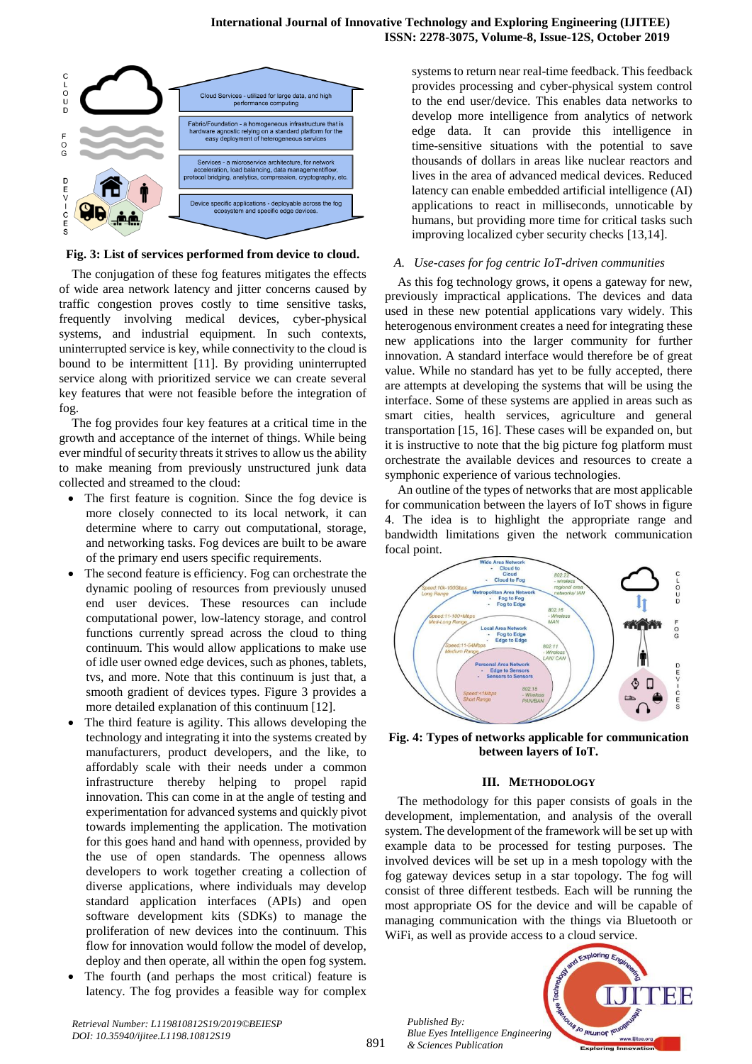**Fig. 3: List of services performed from device to cloud.**

The conjugation of these fog features mitigates the effects of wide area network latency and jitter concerns caused by traffic congestion proves costly to time sensitive tasks, frequently involving medical devices, cyber-physical systems, and industrial equipment. In such contexts, uninterrupted service is key, while connectivity to the cloud is bound to be intermittent [11]. By providing uninterrupted service along with prioritized service we can create several key features that were not feasible before the integration of fog.

The fog provides four key features at a critical time in the growth and acceptance of the internet of things. While being ever mindful of security threats it strives to allow us the ability to make meaning from previously unstructured junk data collected and streamed to the cloud:

- The first feature is cognition. Since the fog device is more closely connected to its local network, it can determine where to carry out computational, storage, and networking tasks. Fog devices are built to be aware of the primary end users specific requirements.
- The second feature is efficiency. Fog can orchestrate the dynamic pooling of resources from previously unused end user devices. These resources can include computational power, low-latency storage, and control functions currently spread across the cloud to thing continuum. This would allow applications to make use of idle user owned edge devices, such as phones, tablets, tvs, and more. Note that this continuum is just that, a smooth gradient of devices types. Figure 3 provides a more detailed explanation of this continuum [12].
- The third feature is agility. This allows developing the technology and integrating it into the systems created by manufacturers, product developers, and the like, to affordably scale with their needs under a common infrastructure thereby helping to propel rapid innovation. This can come in at the angle of testing and experimentation for advanced systems and quickly pivot towards implementing the application. The motivation for this goes hand and hand with openness, provided by the use of open standards. The openness allows developers to work together creating a collection of diverse applications, where individuals may develop standard application interfaces (APIs) and open software development kits (SDKs) to manage the proliferation of new devices into the continuum. This flow for innovation would follow the model of develop, deploy and then operate, all within the open fog system.
- The fourth (and perhaps the most critical) feature is latency. The fog provides a feasible way for complex systems to return near real-time feedback. This feedback provides processing and cyber-physical system control to the end user/device. This enables data networks to develop more intelligence from analytics of network edge data. It can provide this intelligence in time-sensitive situations with the potential to save thousands of dollars in areas like nuclear reactors and lives in the area of advanced medical devices. Reduced latency can enable embedded artificial intelligence (AI) applications to react in milliseconds, unnoticable by humans, but providing more time for critical tasks such improving localized cyber security checks [13,14].

### *A. Use-cases for fog centric IoT-driven communities*

As this fog technology grows, it opens a gateway for new, previously impractical applications. The devices and data used in these new potential applications vary widely. This heterogenous environment creates a need for integrating these new applications into the larger community for further innovation. A standard interface would therefore be of great value. While no standard has yet to be fully accepted, there are attempts at developing the systems that will be using the interface. Some of these systems are being applied in areas such as smart cities, health services, agriculture and general transportation [15, 16]. These cases will be expanded on, but it is instructive to note that the big picture fog platform must orchestrate the available devices and resources to create a symphonic experience of various technologies.

An outline of the types of networks that are most applicable for communication between the layers of IoT shows in figure 4. The idea is to highlight the appropriate range and bandwidth limitations given the network communication focal point.

**Fig. 4: Types of networks applicable for communication between layers of IoT.**

## III. METHODOLOGY

The methodology for this paper consists of goals in the development, implementation, and analysis of the overall system. The development of the framework will be set up with example data to be processed for testing purposes. The involved devices will be set up in a mesh topology with the fog gateway devices setup in a star topology. The fog will consist of three different testbeds. Each will be running the most appropriate OS for the device and will be capable of managing communication with the things via Bluetooth or WiFi, as well as provide access to a cloud service.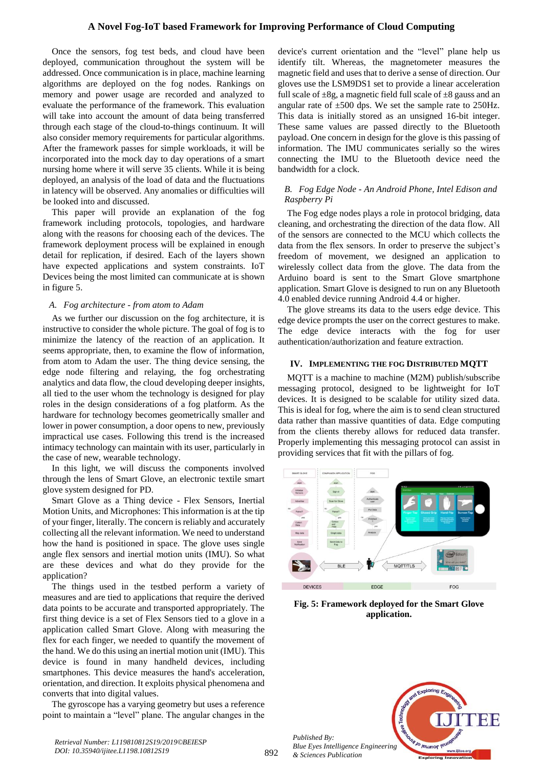Once the sensors, fog test beds, and cloud have been deployed, communication throughout the system will be addressed. Once communication is in place, machine learning algorithms are deployed on the fog nodes. Rankings on memory and power usage are recorded and analyzed to evaluate the performance of the framework. This evaluation will take into account the amount of data being transferred through each stage of the cloud-to-things continuum. It will also consider memory requirements for particular algorithms. After the framework passes for simple workloads, it will be incorporated into the mock day to day operations of a smart nursing home where it will serve 35 clients. While it is being deployed, an analysis of the load of data and the fluctuations in latency will be observed. Any anomalies or difficulties will be looked into and discussed.

This paper will provide an explanation of the fog framework including protocols, topologies, and hardware along with the reasons for choosing each of the devices. The framework deployment process will be explained in enough detail for replication, if desired. Each of the layers shown have expected applications and system constraints. IoT Devices being the most limited can communicate at is shown in figure 5.

### A. Fog architecture - from atom to Adam

As we further our discussion on the fog architecture, it is instructive to consider the whole picture. The goal of fog is to minimize the latency of the reaction of an application. It seems appropriate, then, to examine the flow of information, from atom to Adam the user. The thing device sensing, the edge node filtering and relaying, the fog orchestrating analytics and data flow, the cloud developing deeper insights, all tied to the user whom the technology is designed for play roles in the design considerations of a fog platform. As the hardware for technology becomes geometrically smaller and lower in power consumption, a door opens to new, previously impractical use cases. Following this trend is the increased intimacy technology can maintain with its user, particularly in the case of new, wearable technology.

In this light, we will discuss the components involved through the lens of Smart Glove, an electronic textile smart glove system designed for PD.

Smart Glove as a Thing device - Flex Sensors, Inertial Motion Units, and Microphones: This information is at the tip of your finger, literally. The concern is reliably and accurately collecting all the relevant information. We need to understand how the hand is positioned in space. The glove uses single angle flex sensors and inertial motion units (IMU). So what are these devices and what do they provide for the application?

The things used in the testbed perform a variety of measures and are tied to applications that require the derived data points to be accurate and transported appropriately. The first thing device is a set of Flex Sensors tied to a glove in a application called Smart Glove. Along with measuring the flex for each finger, we needed to quantify the movement of the hand. We do this using an inertial motion unit (IMU). This device is found in many handheld devices, including smartphones. This device measures the hand's acceleration, orientation, and direction. It exploits physical phenomena and converts that into digital values.

The gyroscope has a varying geometry but uses a reference point to maintain a "level" plane. The angular changes in the device's current orientation and the "level" plane help us identify tilt. Whereas, the magnetometer measures the magnetic field and uses that to derive a sense of direction. Our gloves use the LSM9DS1 set to provide a linear acceleration full scale of ±8g, a magnetic field full scale of ±8 gauss and an angular rate of ±500 dps. We set the sample rate to 250Hz. This data is initially stored as an unsigned 16-bit integer. These same values are passed directly to the Bluetooth payload. One concern in design for the glove is this passing of information. The IMU communicates serially so the wires connecting the IMU to the Bluetooth device need the bandwidth for a clock.

### B. Fog Edge Node - An Android Phone, Intel Edison and Raspberry Pi

The Fog edge nodes plays a role in protocol bridging, data cleaning, and orchestrating the direction of the data flow. All of the sensors are connected to the MCU which collects the data from the flex sensors. In order to preserve the subject's freedom of movement, we designed an application to wirelessly collect data from the glove. The data from the Arduino board is sent to the Smart Glove smartphone application. Smart Glove is designed to run on any Bluetooth 4.0 enabled device running Android 4.4 or higher.

The glove streams its data to the users edge device. This edge device prompts the user on the correct gestures to make. The edge device interacts with the fog for user authentication/authorization and feature extraction.

## IV. IMPLEMENTING THE FOG DISTRIBUTED MQTT

MQTT is a machine to machine (M2M) publish/subscribe messaging protocol, designed to be lightweight for IoT devices. It is designed to be scalable for utility sized data. This is ideal for fog, where the aim is to send clean structured data rather than massive quantities of data. Edge computing from the clients thereby allows for reduced data transfer. Properly implementing this messaging protocol can assist in providing services that fit with the pillars of fog.

**Fig. 5: Framework deployed for the Smart Glove application.**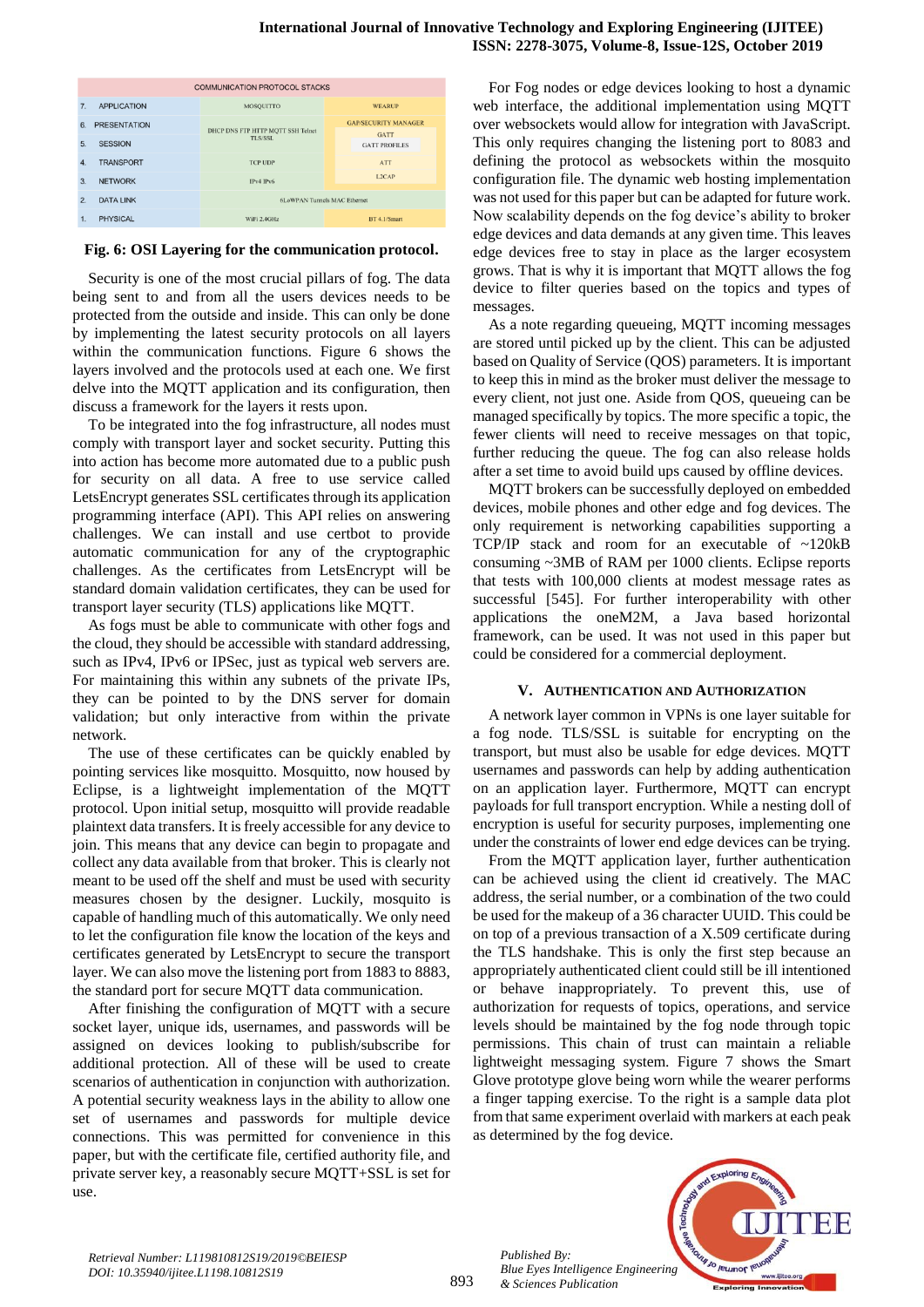| COMMUNICATION PROTOCOL STACKS | | | |
|---|---|---|---|
| 7. | APPLICATION | MOSQUITTO | WEARUP |
| 6. | PRESENTATION | DHCP DNS FTP HTTP MQTT SSH Telnet TLS/SSL | GAP/SECURITY MANAGER GATT |
| 5. | SESSION | | GATT PROFILES |
| 4. | TRANSPORT | TCP UDP | ATT |
| 3. | NETWORK | IPv4 IPv6 | L2CAP |
| 2. | DATA LINK | 6LoWPAN Tunnels MAC Ethernet | |
| 1. | PHYSICAL | WiFi 2.4GHz | BT 4.1/Smart |

**Fig. 6: OSI Layering for the communication protocol.**

Security is one of the most crucial pillars of fog. The data being sent to and from all the users devices needs to be protected from the outside and inside. This can only be done by implementing the latest security protocols on all layers within the communication functions. Figure 6 shows the layers involved and the protocols used at each one. We first delve into the MQTT application and its configuration, then discuss a framework for the layers it rests upon.

To be integrated into the fog infrastructure, all nodes must comply with transport layer and socket security. Putting this into action has become more automated due to a public push for security on all data. A free to use service called LetsEncrypt generates SSL certificates through its application programming interface (API). This API relies on answering challenges. We can install and use certbot to provide automatic communication for any of the cryptographic challenges. As the certificates from LetsEncrypt will be standard domain validation certificates, they can be used for transport layer security (TLS) applications like MQTT.

As fogs must be able to communicate with other fogs and the cloud, they should be accessible with standard addressing, such as IPv4, IPv6 or IPSec, just as typical web servers are. For maintaining this within any subnets of the private IPs, they can be pointed to by the DNS server for domain validation; but only interactive from within the private network.

The use of these certificates can be quickly enabled by pointing services like mosquitto. Mosquitto, now housed by Eclipse, is a lightweight implementation of the MQTT protocol. Upon initial setup, mosquitto will provide readable plaintext data transfers. It is freely accessible for any device to join. This means that any device can begin to propagate and collect any data available from that broker. This is clearly not meant to be used off the shelf and must be used with security measures chosen by the designer. Luckily, mosquito is capable of handling much of this automatically. We only need to let the configuration file know the location of the keys and certificates generated by LetsEncrypt to secure the transport layer. We can also move the listening port from 1883 to 8883, the standard port for secure MQTT data communication.

After finishing the configuration of MQTT with a secure socket layer, unique ids, usernames, and passwords will be assigned on devices looking to publish/subscribe for additional protection. All of these will be used to create scenarios of authentication in conjunction with authorization. A potential security weakness lays in the ability to allow one set of usernames and passwords for multiple device connections. This was permitted for convenience in this paper, but with the certificate file, certified authority file, and private server key, a reasonably secure MQTT+SSL is set for use.

For Fog nodes or edge devices looking to host a dynamic web interface, the additional implementation using MQTT over websockets would allow for integration with JavaScript. This only requires changing the listening port to 8083 and defining the protocol as websockets within the mosquito configuration file. The dynamic web hosting implementation was not used for this paper but can be adapted for future work. Now scalability depends on the fog device's ability to broker edge devices and data demands at any given time. This leaves edge devices free to stay in place as the larger ecosystem grows. That is why it is important that MQTT allows the fog device to filter queries based on the topics and types of messages.

As a note regarding queueing, MQTT incoming messages are stored until picked up by the client. This can be adjusted based on Quality of Service (QOS) parameters. It is important to keep this in mind as the broker must deliver the message to every client, not just one. Aside from QOS, queueing can be managed specifically by topics. The more specific a topic, the fewer clients will need to receive messages on that topic, further reducing the queue. The fog can also release holds after a set time to avoid build ups caused by offline devices.

MQTT brokers can be successfully deployed on embedded devices, mobile phones and other edge and fog devices. The only requirement is networking capabilities supporting a TCP/IP stack and room for an executable of ~120kB consuming ~3MB of RAM per 1000 clients. Eclipse reports that tests with 100,000 clients at modest message rates as successful [545]. For further interoperability with other applications the oneM2M, a Java based horizontal framework, can be used. It was not used in this paper but could be considered for a commercial deployment.

## V. Authentication and Authorization

A network layer common in VPNs is one layer suitable for a fog node. TLS/SSL is suitable for encrypting on the transport, but must also be usable for edge devices. MQTT usernames and passwords can help by adding authentication on an application layer. Furthermore, MQTT can encrypt payloads for full transport encryption. While a nesting doll of encryption is useful for security purposes, implementing one under the constraints of lower end edge devices can be trying.

From the MQTT application layer, further authentication can be achieved using the client id creatively. The MAC address, the serial number, or a combination of the two could be used for the makeup of a 36 character UUID. This could be on top of a previous transaction of a X.509 certificate during the TLS handshake. This is only the first step because an appropriately authenticated client could still be ill intentioned or behave inappropriately. To prevent this, use of authorization for requests of topics, operations, and service levels should be maintained by the fog node through topic permissions. This chain of trust can maintain a reliable lightweight messaging system. Figure 7 shows the Smart Glove prototype glove being worn while the wearer performs a finger tapping exercise. To the right is a sample data plot from that same experiment overlaid with markers at each peak as determined by the fog device.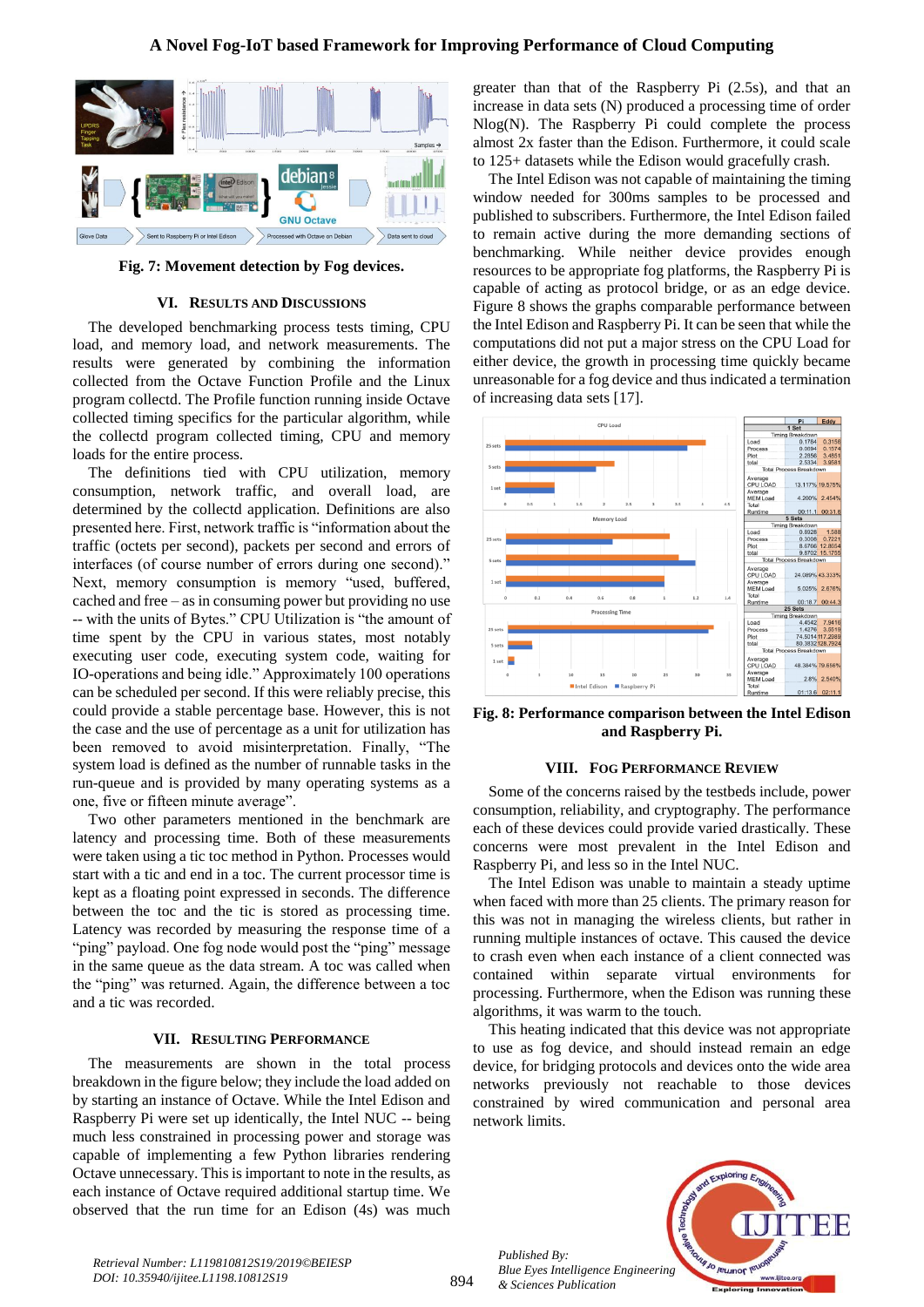Fig. 7: Movement detection by Fog devices.

## VI. RESULTS AND DISCUSSIONS

The developed benchmarking process tests timing, CPU load, and memory load, and network measurements. The results were generated by combining the information collected from the Octave Function Profile and the Linux program collectd. The Profile function running inside Octave collected timing specifics for the particular algorithm, while the collectd program collected timing, CPU and memory loads for the entire process.

The definitions tied with CPU utilization, memory consumption, network traffic, and overall load, are determined by the collectd application. Definitions are also presented here. First, network traffic is "information about the traffic (octets per second), packets per second and errors of interfaces (of course number of errors during one second)." Next, memory consumption is memory "used, buffered, cached and free – as in consuming power but providing no use -- with the units of Bytes." CPU Utilization is "the amount of time spent by the CPU in various states, most notably executing user code, executing system code, waiting for IO-operations and being idle." Approximately 100 operations can be scheduled per second. If this were reliably precise, this could provide a stable percentage base. However, this is not the case and the use of percentage as a unit for utilization has been removed to avoid misinterpretation. Finally, "The system load is defined as the number of runnable tasks in the run-queue and is provided by many operating systems as a one, five or fifteen minute average".

Two other parameters mentioned in the benchmark are latency and processing time. Both of these measurements were taken using a tic toc method in Python. Processes would start with a tic and end in a toc. The current processor time is kept as a floating point expressed in seconds. The difference between the toc and the tic is stored as processing time. Latency was recorded by measuring the response time of a "ping" payload. One fog node would post the "ping" message in the same queue as the data stream. A toc was called when the "ping" was returned. Again, the difference between a toc and a tic was recorded.

## VII. RESULTING PERFORMANCE

The measurements are shown in the total process breakdown in the figure below; they include the load added on by starting an instance of Octave. While the Intel Edison and Raspberry Pi were set up identically, the Intel NUC -- being much less constrained in processing power and storage was capable of implementing a few Python libraries rendering Octave unnecessary. This is important to note in the results, as each instance of Octave required additional startup time. We observed that the run time for an Edison (4s) was much greater than that of the Raspberry Pi (2.5s), and that an increase in data sets (N) produced a processing time of order Nlog(N). The Raspberry Pi could complete the process almost 2x faster than the Edison. Furthermore, it could scale to 125+ datasets while the Edison would gracefully crash.

The Intel Edison was not capable of maintaining the timing window needed for 300ms samples to be processed and published to subscribers. Furthermore, the Intel Edison failed to remain active during the more demanding sections of benchmarking. While neither device provides enough resources to be appropriate fog platforms, the Raspberry Pi is capable of acting as protocol bridge, or as an edge device. Figure 8 shows the graphs comparable performance between the Intel Edison and Raspberry Pi. It can be seen that while the computations did not put a major stress on the CPU Load for either device, the growth in processing time quickly became unreasonable for a fog device and thus indicated a termination of increasing data sets [17].

| | Pi | Eddy |
|---|---|---|
| **1 Set** | | |
| Timing Breakdown | | |
| Load | 0.1784 | 0.3156 |
| Process | 0.0094 | 0.1574 |
| Plot | 2.2856 | 3.4851 |
| total | 2.5334 | 3.9581 |
| Total Process Breakdown | | |
| Average CPU LOAD | 13.117% | 19.575% |
| Average MEM Load | 4.200% | 2.454% |
| Total Runtime | 00:11.1 | 00:31.6 |
| **5 Sets** | | |
| Timing Breakdown | | |
| Load | 0.5928 | 1.588 |
| Process | 0.3098 | 0.7221 |
| Plot | 8.5766 | 12.8654 |
| total | 9.8702 | 15.1755 |
| Total Process Breakdown | | |
| Average CPU LOAD | 24.089% | 43.333% |
| Average MEM Load | 5.025% | 2.676% |
| Total Runtime | 00:18.7 | 00:44.3 |
| **25 Sets** | | |
| Timing Breakdown | | |
| Load | 4.4542 | 7.9416 |
| Process | 1.4276 | 3.5519 |
| Plot | 74.5014 | 117.2989 |
| total | 80.3832 | 128.7924 |
| Total Process Breakdown | | |
| Average CPU LOAD | 48.384% | 79.656% |
| Average MEM Load | 2.8% | 2.540% |
| Total Runtime | 01:13.6 | 02:11.1 |

**Fig. 8: Performance comparison between the Intel Edison and Raspberry Pi.**

## VIII. FOG PERFORMANCE REVIEW

Some of the concerns raised by the testbeds include, power consumption, reliability, and cryptography. The performance each of these devices could provide varied drastically. These concerns were most prevalent in the Intel Edison and Raspberry Pi, and less so in the Intel NUC.

The Intel Edison was unable to maintain a steady uptime when faced with more than 25 clients. The primary reason for this was not in managing the wireless clients, but rather in running multiple instances of octave. This caused the device to crash even when each instance of a client connected was contained within separate virtual environments for processing. Furthermore, when the Edison was running these algorithms, it was warm to the touch.

This heating indicated that this device was not appropriate to use as fog device, and should instead remain an edge device, for bridging protocols and devices onto the wide area networks previously not reachable to those devices constrained by wired communication and personal area network limits.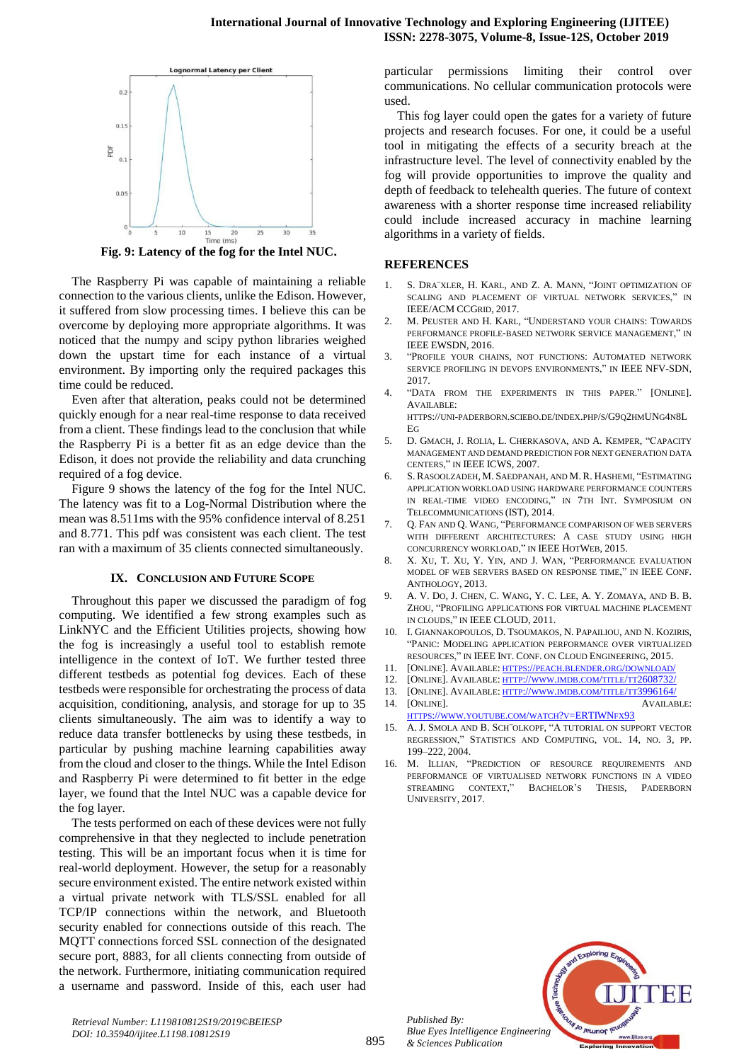Lognormal Latency per Client

PDF

0.2

0.15

0.1

0.05

0

0 5 10 15 20 25 30 35

Time (ms)

**Fig. 9: Latency of the fog for the Intel NUC.**

The Raspberry Pi was capable of maintaining a reliable connection to the various clients, unlike the Edison. However, it suffered from slow processing times. I believe this can be overcome by deploying more appropriate algorithms. It was noticed that the numpy and scipy python libraries weighed down the upstart time for each instance of a virtual environment. By importing only the required packages this time could be reduced.

Even after that alteration, peaks could not be determined quickly enough for a near real-time response to data received from a client. These findings lead to the conclusion that while the Raspberry Pi is a better fit as an edge device than the Edison, it does not provide the reliability and data crunching required of a fog device.

Figure 9 shows the latency of the fog for the Intel NUC. The latency was fit to a Log-Normal Distribution where the mean was 8.511ms with the 95% confidence interval of 8.251 and 8.771. This pdf was consistent was each client. The test ran with a maximum of 35 clients connected simultaneously.

## IX. Conclusion and Future Scope

Throughout this paper we discussed the paradigm of fog computing. We identified a few strong examples such as LinkNYC and the Efficient Utilities projects, showing how the fog is increasingly a useful tool to establish remote intelligence in the context of IoT. We further tested three different testbeds as potential fog devices. Each of these testbeds were responsible for orchestrating the process of data acquisition, conditioning, analysis, and storage for up to 35 clients simultaneously. The aim was to identify a way to reduce data transfer bottlenecks by using these testbeds, in particular by pushing machine learning capabilities away from the cloud and closer to the things. While the Intel Edison and Raspberry Pi were determined to fit better in the edge layer, we found that the Intel NUC was a capable device for the fog layer.

The tests performed on each of these devices were not fully comprehensive in that they neglected to include penetration testing. This will be an important focus when it is time for real-world deployment. However, the setup for a reasonably secure environment existed. The entire network existed within a virtual private network with TLS/SSL enabled for all TCP/IP connections within the network, and Bluetooth security enabled for connections outside of this reach. The MQTT connections forced SSL connection of the designated secure port, 8883, for all clients connecting from outside of the network. Furthermore, initiating communication required a username and password. Inside of this, each user had particular permissions limiting their control over communications. No cellular communication protocols were used.

This fog layer could open the gates for a variety of future projects and research focuses. For one, it could be a useful tool in mitigating the effects of a security breach at the infrastructure level. The level of connectivity enabled by the fog will provide opportunities to improve the quality and depth of feedback to telehealth queries. The future of context awareness with a shorter response time increased reliability could include increased accuracy in machine learning algorithms in a variety of fields.

## REFERENCES

1. S. Dräxler, H. Karl, and Z. A. Mann, "Joint optimization of scaling and placement of virtual network services," in IEEE/ACM CCGrid, 2017.
2. M. Peuster and H. Karl, "Understand your chains: Towards performance profile-based network service management," in IEEE EWSDN, 2016.
3. "Profile your chains, not functions: Automated network service profiling in devops environments," in IEEE NFV-SDN, 2017.
4. "Data from the experiments in this paper." [Online]. Available: https://uni-paderborn.sciebo.de/index.php/s/G9Q2hmUNg4N8LEg
5. D. Gmach, J. Rolia, L. Cherkasova, and A. Kemper, "Capacity management and demand prediction for next generation data centers," in IEEE ICWS, 2007.
6. S. Rasoolzadeh, M. Saedpanah, and M. R. Hashemi, "Estimating application workload using hardware performance counters in real-time video encoding," in 7th Int. Symposium on Telecommunications (IST), 2014.
7. Q. Fan and Q. Wang, "Performance comparison of web servers with different architectures: A case study using high concurrency workload," in IEEE HotWeb, 2015.
8. X. Xu, T. Xu, Y. Yin, and J. Wan, "Performance evaluation model of web servers based on response time," in IEEE Conf. Anthology, 2013.
9. A. V. Do, J. Chen, C. Wang, Y. C. Lee, A. Y. Zomaya, and B. B. Zhou, "Profiling applications for virtual machine placement in clouds," in IEEE CLOUD, 2011.
10. I. Giannakopoulos, D. Tsoumakos, N. Papailiou, and N. Koziris, "PANIC: Modeling application performance over virtualized resources," in IEEE Int. Conf. on Cloud Engineering, 2015.
11. [Online]. Available: https://peach.blender.org/download/
12. [Online]. Available: http://www.imdb.com/title/tt2608732/
13. [Online]. Available: http://www.imdb.com/title/tt3996164/
14. [Online]. Available: https://www.youtube.com/watch?v=ERtIWNfx93
15. A. J. Smola and B. Schölkopf, "A tutorial on support vector regression," Statistics and Computing, vol. 14, no. 3, pp. 199–222, 2004.
16. M. Illian, "Prediction of resource requirements and performance of virtualised network functions in a video streaming context," Bachelor's Thesis, Paderborn University, 2017.